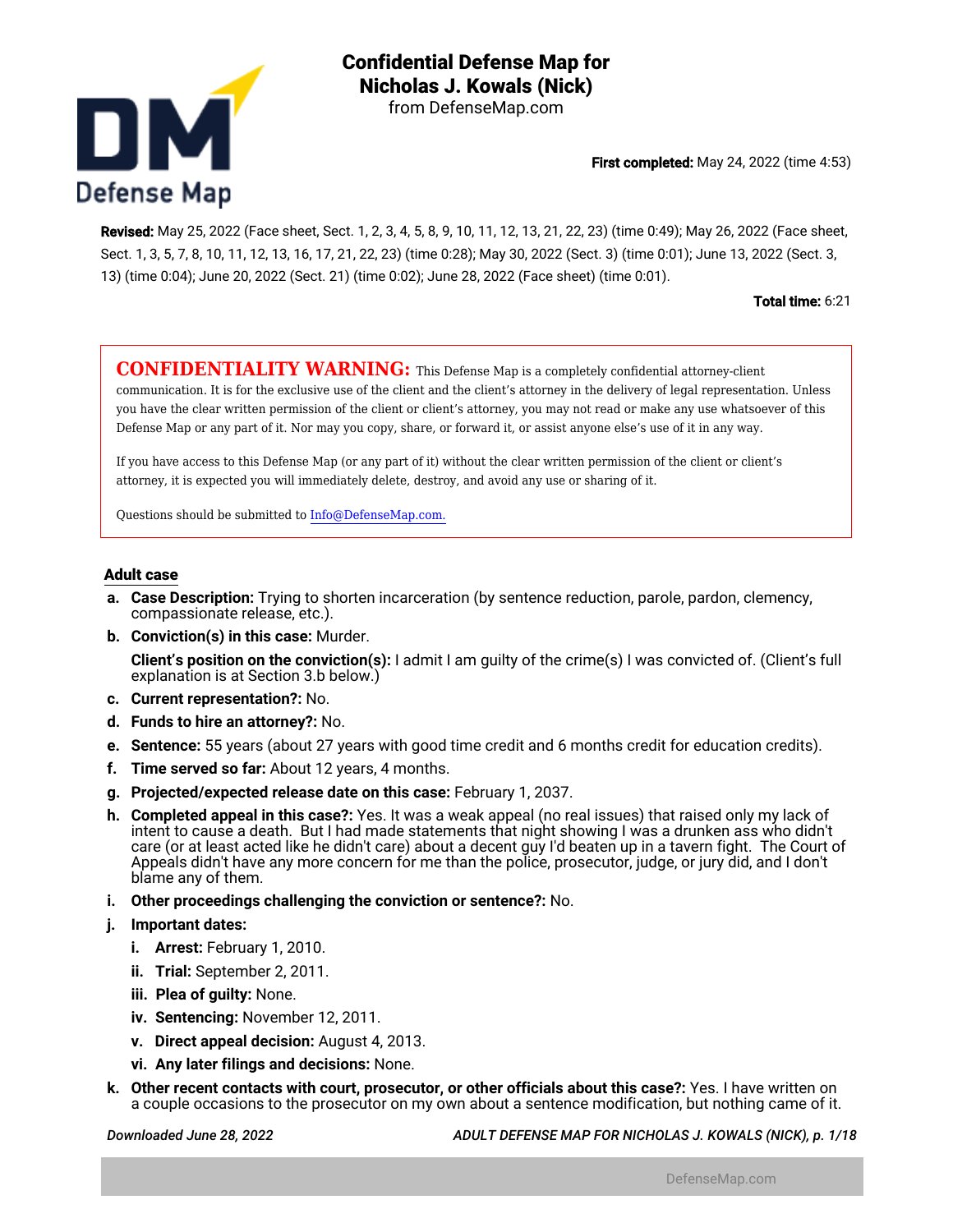# Confidential Defense Map for Nicholas J. Kowals (Nick)

from DefenseMap.com

**First completed:** May 24, 2022 (time 4:53)

**Revised:** May 25, 2022 (Face sheet, Sect. 1, 2, 3, 4, 5, 8, 9, 10, 11, 12, 13, 21, 22, 23) (time 0:49); May 26, 2022 (Face sheet, Sect. 1, 3, 5, 7, 8, 10, 11, 12, 13, 16, 17, 21, 22, 23) (time 0:28); May 30, 2022 (Sect. 3) (time 0:01); June 13, 2022 (Sect. 3, 13) (time 0:04); June 20, 2022 (Sect. 21) (time 0:02); June 28, 2022 (Face sheet) (time 0:01).

**Total time:** 6:21

**CONFIDENTIALITY WARNING:** This Defense Map is a completely confidential attorney-client communication. It is for the exclusive use of the client and the client's attorney in the delivery of legal representation. Unless you have the clear written permission of the client or client's attorney, you may not read or make any use whatsoever of this Defense Map or any part of it. Nor may you copy, share, or forward it, or assist anyone else's use of it in any way.

If you have access to this Defense Map (or any part of it) without the clear written permission of the client or client's attorney, it is expected you will immediately delete, destroy, and avoid any use or sharing of it.

Questions should be submitted to Info@DefenseMap.com.

## Adult case

a. **Case Description:** Trying to shorten incarceration (by sentence reduction, parole, pardon, clemency, compassionate release, etc.).

b. **Conviction(s) in this case:** Murder.

   **Client's position on the conviction(s):** I admit I am guilty of the crime(s) I was convicted of. (Client's full explanation is at Section 3.b below.)

c. **Current representation?:** No.

d. **Funds to hire an attorney?:** No.

e. **Sentence:** 55 years (about 27 years with good time credit and 6 months credit for education credits).

f. **Time served so far:** About 12 years, 4 months.

g. **Projected/expected release date on this case:** February 1, 2037.

h. **Completed appeal in this case?:** Yes. It was a weak appeal (no real issues) that raised only my lack of intent to cause a death. But I had made statements that night showing I was a drunken ass who didn't care (or at least acted like he didn't care) about a decent guy I'd beaten up in a tavern fight. The Court of Appeals didn't have any more concern for me than the police, prosecutor, judge, or jury did, and I don't blame any of them.

i. **Other proceedings challenging the conviction or sentence?:** No.

j. **Important dates:**

   i. **Arrest:** February 1, 2010.

   ii. **Trial:** September 2, 2011.

   iii. **Plea of guilty:** None.

   iv. **Sentencing:** November 12, 2011.

   v. **Direct appeal decision:** August 4, 2013.

   vi. **Any later filings and decisions:** None.

k. **Other recent contacts with court, prosecutor, or other officials about this case?:** Yes. I have written on a couple occasions to the prosecutor on my own about a sentence modification, but nothing came of it.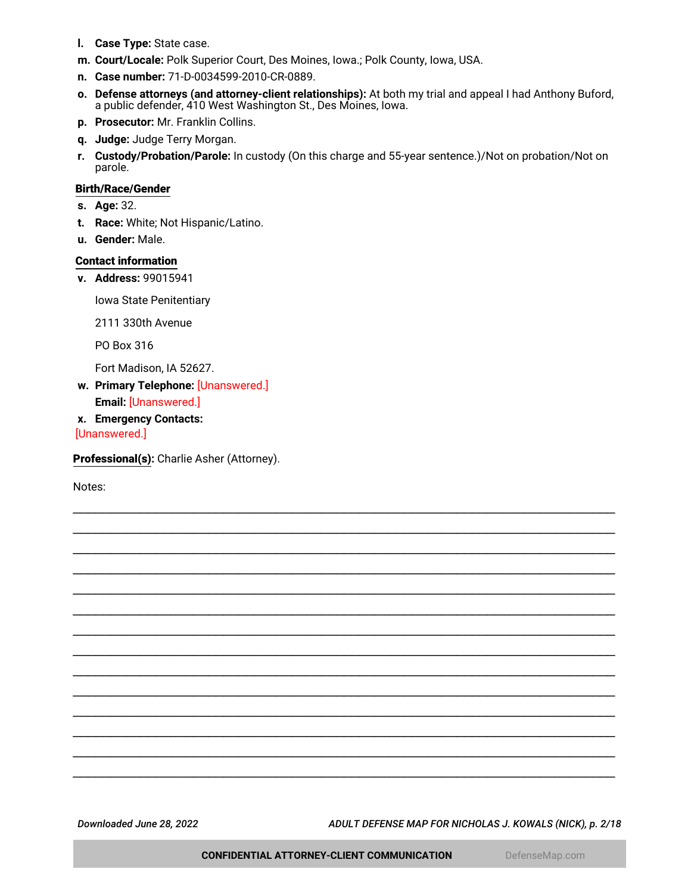l. **Case Type:** State case.

m. **Court/Locale:** Polk Superior Court, Des Moines, Iowa.; Polk County, Iowa, USA.

n. **Case number:** 71-D-0034599-2010-CR-0889.

o. **Defense attorneys (and attorney-client relationships):** At both my trial and appeal I had Anthony Buford, a public defender, 410 West Washington St., Des Moines, Iowa.

p. **Prosecutor:** Mr. Franklin Collins.

q. **Judge:** Judge Terry Morgan.

r. **Custody/Probation/Parole:** In custody (On this charge and 55-year sentence.)/Not on probation/Not on parole.

**Birth/Race/Gender**

s. **Age:** 32.

t. **Race:** White; Not Hispanic/Latino.

u. **Gender:** Male.

**Contact information**

v. **Address:** 99015941

Iowa State Penitentiary

2111 330th Avenue

PO Box 316

Fort Madison, IA 52627.

w. **Primary Telephone:** [Unanswered.]

**Email:** [Unanswered.]

x. **Emergency Contacts:**

[Unanswered.]

**Professional(s):** Charlie Asher (Attorney).

Notes:

______________________________________________________________________________

______________________________________________________________________________

______________________________________________________________________________

______________________________________________________________________________

______________________________________________________________________________

______________________________________________________________________________

______________________________________________________________________________

______________________________________________________________________________

______________________________________________________________________________

______________________________________________________________________________

______________________________________________________________________________

______________________________________________________________________________

______________________________________________________________________________

______________________________________________________________________________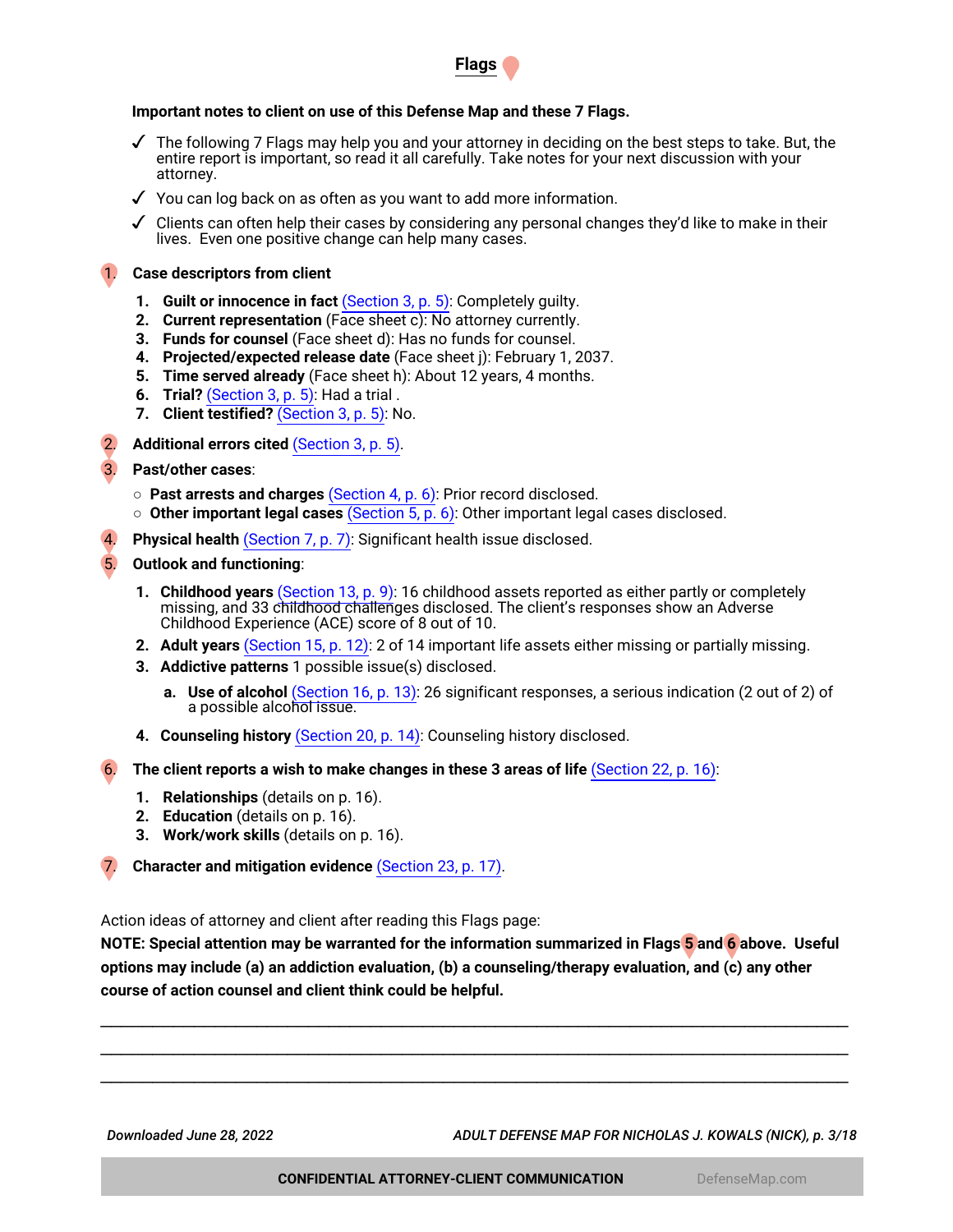# Flags

**Important notes to client on use of this Defense Map and these 7 Flags.**

- ✓ The following 7 Flags may help you and your attorney in deciding on the best steps to take. But, the entire report is important, so read it all carefully. Take notes for your next discussion with your attorney.
- ✓ You can log back on as often as you want to add more information.
- ✓ Clients can often help their cases by considering any personal changes they'd like to make in their lives. Even one positive change can help many cases.

1. **Case descriptors from client**
    1. **Guilt or innocence in fact** (Section 3, p. 5): Completely guilty.
    2. **Current representation** (Face sheet c): No attorney currently.
    3. **Funds for counsel** (Face sheet d): Has no funds for counsel.
    4. **Projected/expected release date** (Face sheet j): February 1, 2037.
    5. **Time served already** (Face sheet h): About 12 years, 4 months.
    6. **Trial?** (Section 3, p. 5): Had a trial .
    7. **Client testified?** (Section 3, p. 5): No.
2. **Additional errors cited** (Section 3, p. 5).
3. **Past/other cases**:
    - **Past arrests and charges** (Section 4, p. 6): Prior record disclosed.
    - **Other important legal cases** (Section 5, p. 6): Other important legal cases disclosed.
4. **Physical health** (Section 7, p. 7): Significant health issue disclosed.
5. **Outlook and functioning**:
    1. **Childhood years** (Section 13, p. 9): 16 childhood assets reported as either partly or completely missing, and 33 childhood challenges disclosed. The client's responses show an Adverse Childhood Experience (ACE) score of 8 out of 10.
    2. **Adult years** (Section 15, p. 12): 2 of 14 important life assets either missing or partially missing.
    3. **Addictive patterns** 1 possible issue(s) disclosed.
        1. **Use of alcohol** (Section 16, p. 13): 26 significant responses, a serious indication (2 out of 2) of a possible alcohol issue.
    4. **Counseling history** (Section 20, p. 14): Counseling history disclosed.
6. **The client reports a wish to make changes in these 3 areas of life** (Section 22, p. 16):
    1. **Relationships** (details on p. 16).
    2. **Education** (details on p. 16).
    3. **Work/work skills** (details on p. 16).
7. **Character and mitigation evidence** (Section 23, p. 17).

Action ideas of attorney and client after reading this Flags page:

**NOTE: Special attention may be warranted for the information summarized in Flags 5 and 6 above. Useful options may include (a) an addiction evaluation, (b) a counseling/therapy evaluation, and (c) any other course of action counsel and client think could be helpful.**

\_\_\_\_\_\_\_\_\_\_\_\_\_\_\_\_\_\_\_\_\_\_\_\_\_\_\_\_\_\_\_\_\_\_\_\_\_\_\_\_\_\_\_\_\_\_\_\_\_\_\_\_\_\_\_\_\_\_\_\_\_\_\_\_\_\_\_\_\_\_\_\_

\_\_\_\_\_\_\_\_\_\_\_\_\_\_\_\_\_\_\_\_\_\_\_\_\_\_\_\_\_\_\_\_\_\_\_\_\_\_\_\_\_\_\_\_\_\_\_\_\_\_\_\_\_\_\_\_\_\_\_\_\_\_\_\_\_\_\_\_\_\_\_\_

\_\_\_\_\_\_\_\_\_\_\_\_\_\_\_\_\_\_\_\_\_\_\_\_\_\_\_\_\_\_\_\_\_\_\_\_\_\_\_\_\_\_\_\_\_\_\_\_\_\_\_\_\_\_\_\_\_\_\_\_\_\_\_\_\_\_\_\_\_\_\_\_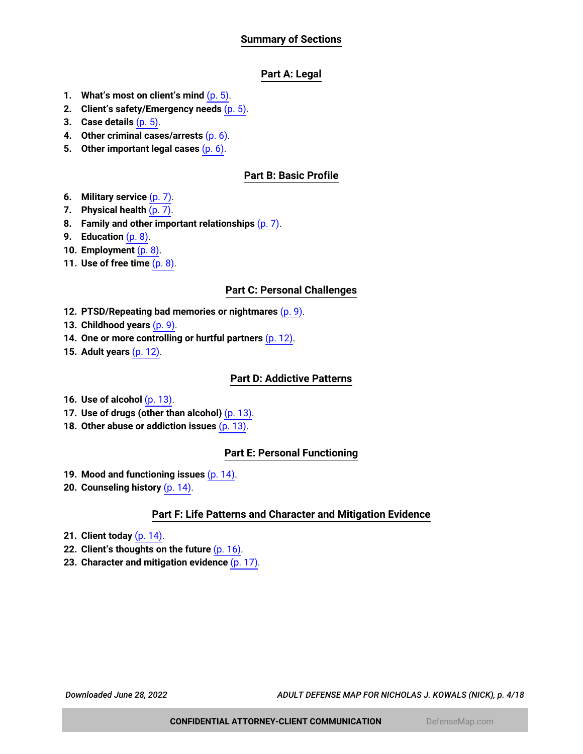## Summary of Sections

### Part A: Legal

1. **What's most on client's mind** (p. 5).
2. **Client's safety/Emergency needs** (p. 5).
3. **Case details** (p. 5).
4. **Other criminal cases/arrests** (p. 6).
5. **Other important legal cases** (p. 6).

### Part B: Basic Profile

6. **Military service** (p. 7).
7. **Physical health** (p. 7).
8. **Family and other important relationships** (p. 7).
9. **Education** (p. 8).
10. **Employment** (p. 8).
11. **Use of free time** (p. 8).

### Part C: Personal Challenges

12. **PTSD/Repeating bad memories or nightmares** (p. 9).
13. **Childhood years** (p. 9).
14. **One or more controlling or hurtful partners** (p. 12).
15. **Adult years** (p. 12).

### Part D: Addictive Patterns

16. **Use of alcohol** (p. 13).
17. **Use of drugs (other than alcohol)** (p. 13).
18. **Other abuse or addiction issues** (p. 13).

### Part E: Personal Functioning

19. **Mood and functioning issues** (p. 14).
20. **Counseling history** (p. 14).

### Part F: Life Patterns and Character and Mitigation Evidence

21. **Client today** (p. 14).
22. **Client's thoughts on the future** (p. 16).
23. **Character and mitigation evidence** (p. 17).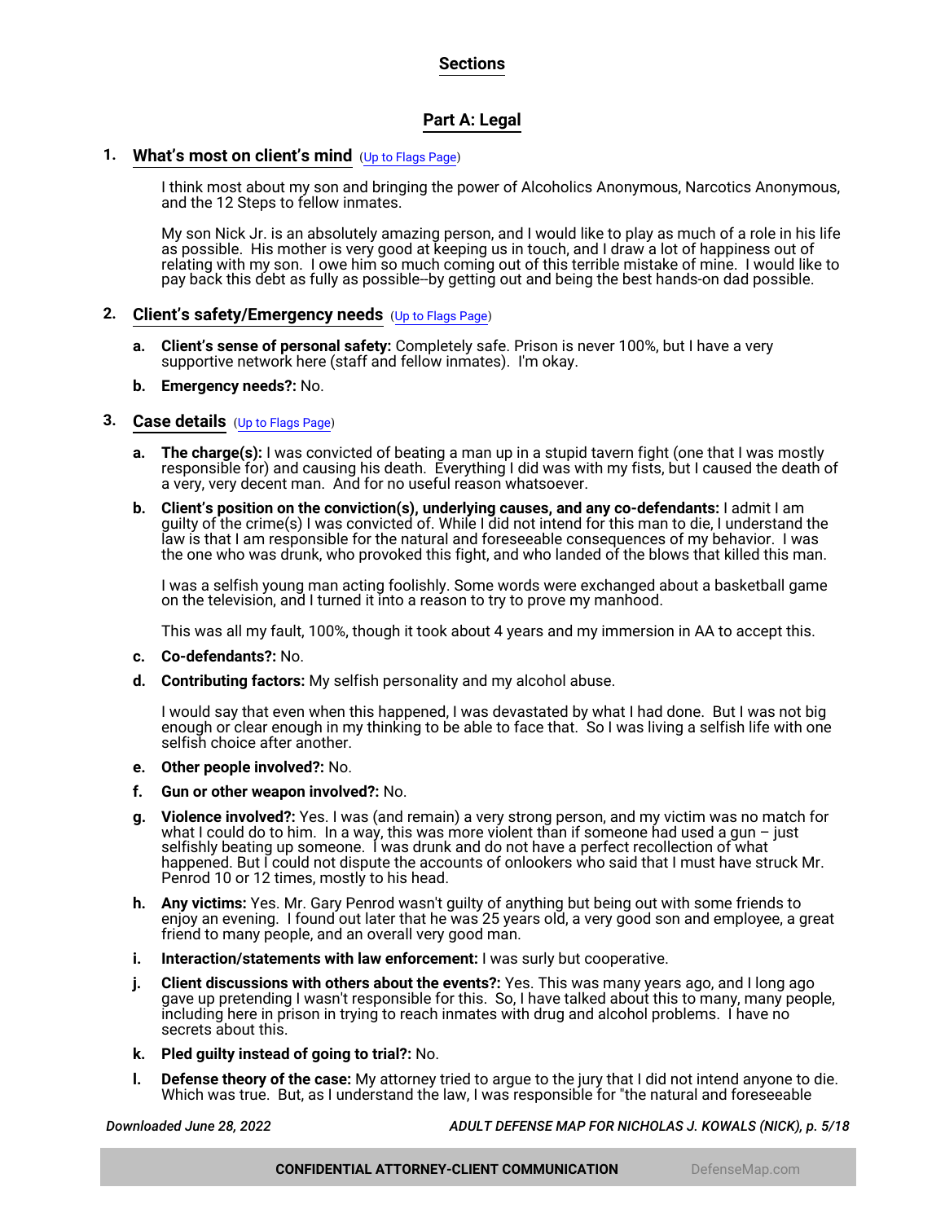## Sections

## Part A: Legal

### 1. What's most on client's mind (Up to Flags Page)

I think most about my son and bringing the power of Alcoholics Anonymous, Narcotics Anonymous, and the 12 Steps to fellow inmates.

My son Nick Jr. is an absolutely amazing person, and I would like to play as much of a role in his life as possible. His mother is very good at keeping us in touch, and I draw a lot of happiness out of relating with my son. I owe him so much coming out of this terrible mistake of mine. I would like to pay back this debt as fully as possible--by getting out and being the best hands-on dad possible.

### 2. Client's safety/Emergency needs (Up to Flags Page)

**a. Client's sense of personal safety:** Completely safe. Prison is never 100%, but I have a very supportive network here (staff and fellow inmates). I'm okay.

**b. Emergency needs?:** No.

### 3. Case details (Up to Flags Page)

**a. The charge(s):** I was convicted of beating a man up in a stupid tavern fight (one that I was mostly responsible for) and causing his death. Everything I did was with my fists, but I caused the death of a very, very decent man. And for no useful reason whatsoever.

**b. Client's position on the conviction(s), underlying causes, and any co-defendants:** I admit I am guilty of the crime(s) I was convicted of. While I did not intend for this man to die, I understand the law is that I am responsible for the natural and foreseeable consequences of my behavior. I was the one who was drunk, who provoked this fight, and who landed of the blows that killed this man.

I was a selfish young man acting foolishly. Some words were exchanged about a basketball game on the television, and I turned it into a reason to try to prove my manhood.

This was all my fault, 100%, though it took about 4 years and my immersion in AA to accept this.

**c. Co-defendants?:** No.

**d. Contributing factors:** My selfish personality and my alcohol abuse.

I would say that even when this happened, I was devastated by what I had done. But I was not big enough or clear enough in my thinking to be able to face that. So I was living a selfish life with one selfish choice after another.

**e. Other people involved?:** No.

**f. Gun or other weapon involved?:** No.

**g. Violence involved?:** Yes. I was (and remain) a very strong person, and my victim was no match for what I could do to him. In a way, this was more violent than if someone had used a gun – just selfishly beating up someone. I was drunk and do not have a perfect recollection of what happened. But I could not dispute the accounts of onlookers who said that I must have struck Mr. Penrod 10 or 12 times, mostly to his head.

**h. Any victims:** Yes. Mr. Gary Penrod wasn't guilty of anything but being out with some friends to enjoy an evening. I found out later that he was 25 years old, a very good son and employee, a great friend to many people, and an overall very good man.

**i. Interaction/statements with law enforcement:** I was surly but cooperative.

**j. Client discussions with others about the events?:** Yes. This was many years ago, and I long ago gave up pretending I wasn't responsible for this. So, I have talked about this to many, many people, including here in prison in trying to reach inmates with drug and alcohol problems. I have no secrets about this.

**k. Pled guilty instead of going to trial?:** No.

**l. Defense theory of the case:** My attorney tried to argue to the jury that I did not intend anyone to die. Which was true. But, as I understand the law, I was responsible for "the natural and foreseeable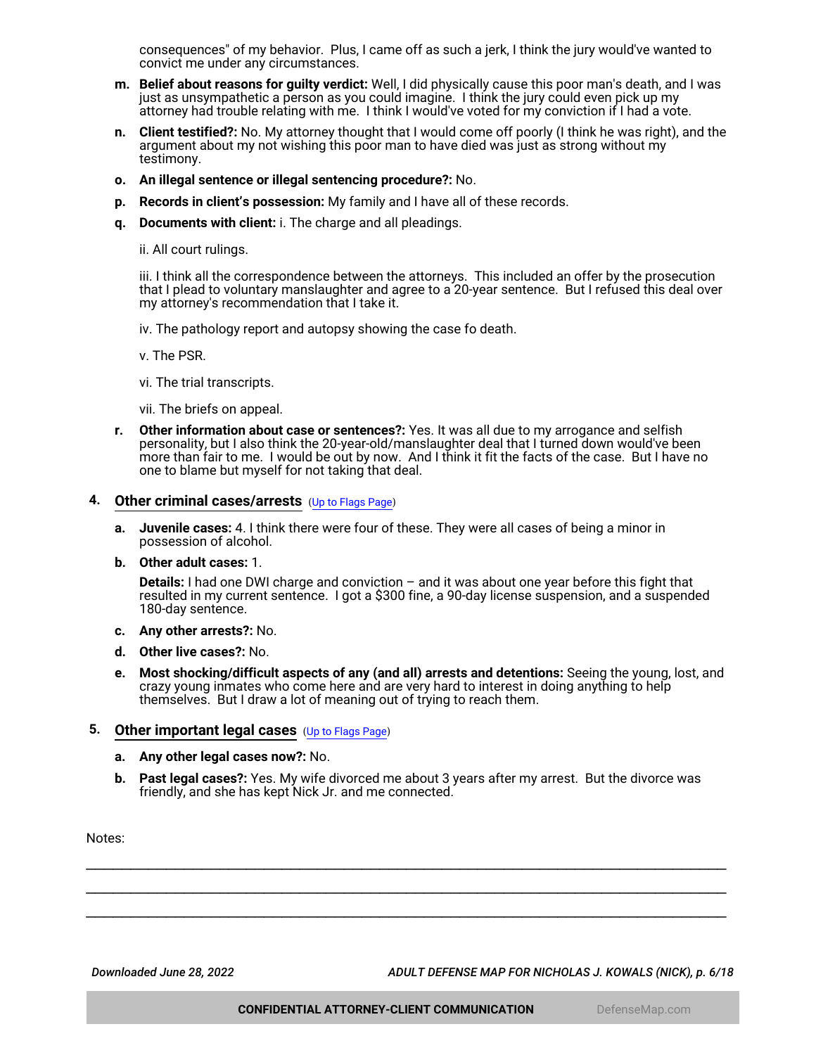consequences" of my behavior. Plus, I came off as such a jerk, I think the jury would've wanted to convict me under any circumstances.

**m. Belief about reasons for guilty verdict:** Well, I did physically cause this poor man's death, and I was just as unsympathetic a person as you could imagine. I think the jury could even pick up my attorney had trouble relating with me. I think I would've voted for my conviction if I had a vote.

**n. Client testified?:** No. My attorney thought that I would come off poorly (I think he was right), and the argument about my not wishing this poor man to have died was just as strong without my testimony.

**o. An illegal sentence or illegal sentencing procedure?:** No.

**p. Records in client's possession:** My family and I have all of these records.

**q. Documents with client:** i. The charge and all pleadings.

ii. All court rulings.

iii. I think all the correspondence between the attorneys. This included an offer by the prosecution that I plead to voluntary manslaughter and agree to a 20-year sentence. But I refused this deal over my attorney's recommendation that I take it.

iv. The pathology report and autopsy showing the case fo death.

v. The PSR.

vi. The trial transcripts.

vii. The briefs on appeal.

**r. Other information about case or sentences?:** Yes. It was all due to my arrogance and selfish personality, but I also think the 20-year-old/manslaughter deal that I turned down would've been more than fair to me. I would be out by now. And I think it fit the facts of the case. But I have no one to blame but myself for not taking that deal.

## 4. Other criminal cases/arrests (Up to Flags Page)

**a. Juvenile cases:** 4. I think there were four of these. They were all cases of being a minor in possession of alcohol.

**b. Other adult cases:** 1.

**Details:** I had one DWI charge and conviction – and it was about one year before this fight that resulted in my current sentence. I got a $300 fine, a 90-day license suspension, and a suspended 180-day sentence.

**c. Any other arrests?:** No.

**d. Other live cases?:** No.

**e. Most shocking/difficult aspects of any (and all) arrests and detentions:** Seeing the young, lost, and crazy young inmates who come here and are very hard to interest in doing anything to help themselves. But I draw a lot of meaning out of trying to reach them.

## 5. Other important legal cases (Up to Flags Page)

**a. Any other legal cases now?:** No.

**b. Past legal cases?:** Yes. My wife divorced me about 3 years after my arrest. But the divorce was friendly, and she has kept Nick Jr. and me connected.

Notes:

\_\_\_\_\_\_\_\_\_\_\_\_\_\_\_\_\_\_\_\_\_\_\_\_\_\_\_\_\_\_\_\_\_\_\_\_\_\_\_\_\_\_\_\_\_\_\_\_\_\_\_\_\_\_\_\_\_\_\_\_\_\_\_\_\_\_\_\_\_\_\_\_\_\_\_\_

\_\_\_\_\_\_\_\_\_\_\_\_\_\_\_\_\_\_\_\_\_\_\_\_\_\_\_\_\_\_\_\_\_\_\_\_\_\_\_\_\_\_\_\_\_\_\_\_\_\_\_\_\_\_\_\_\_\_\_\_\_\_\_\_\_\_\_\_\_\_\_\_\_\_\_\_

\_\_\_\_\_\_\_\_\_\_\_\_\_\_\_\_\_\_\_\_\_\_\_\_\_\_\_\_\_\_\_\_\_\_\_\_\_\_\_\_\_\_\_\_\_\_\_\_\_\_\_\_\_\_\_\_\_\_\_\_\_\_\_\_\_\_\_\_\_\_\_\_\_\_\_\_

**CONFIDENTIAL ATTORNEY-CLIENT COMMUNICATION**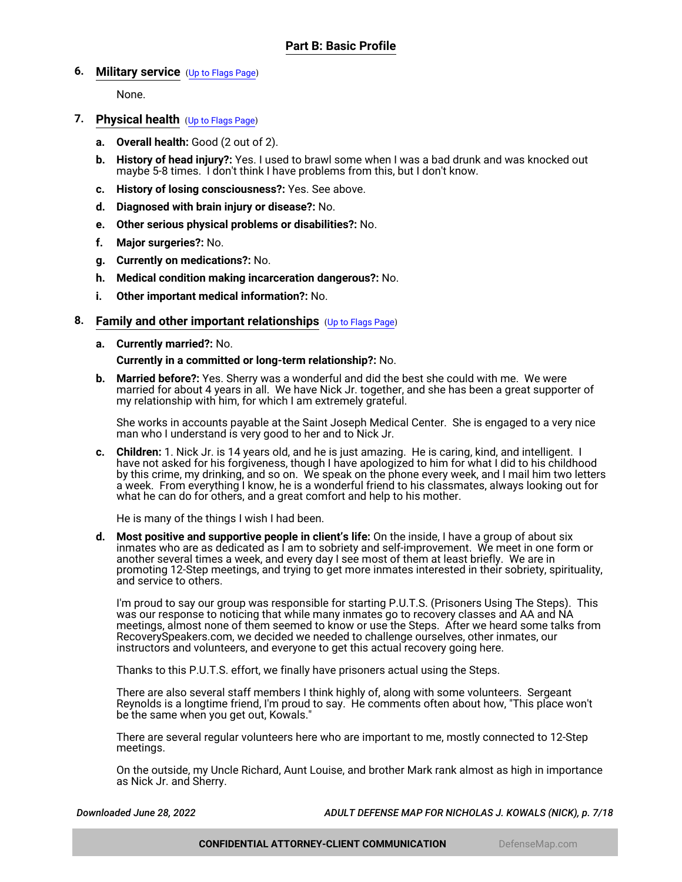## Part B: Basic Profile

### 6. Military service (Up to Flags Page)

None.

### 7. Physical health (Up to Flags Page)

a. **Overall health:** Good (2 out of 2).

b. **History of head injury?:** Yes. I used to brawl some when I was a bad drunk and was knocked out maybe 5-8 times. I don't think I have problems from this, but I don't know.

c. **History of losing consciousness?:** Yes. See above.

d. **Diagnosed with brain injury or disease?:** No.

e. **Other serious physical problems or disabilities?:** No.

f. **Major surgeries?:** No.

g. **Currently on medications?:** No.

h. **Medical condition making incarceration dangerous?:** No.

i. **Other important medical information?:** No.

### 8. Family and other important relationships (Up to Flags Page)

a. **Currently married?:** No.

**Currently in a committed or long-term relationship?:** No.

b. **Married before?:** Yes. Sherry was a wonderful and did the best she could with me. We were married for about 4 years in all. We have Nick Jr. together, and she has been a great supporter of my relationship with him, for which I am extremely grateful.

She works in accounts payable at the Saint Joseph Medical Center. She is engaged to a very nice man who I understand is very good to her and to Nick Jr.

c. **Children:** 1. Nick Jr. is 14 years old, and he is just amazing. He is caring, kind, and intelligent. I have not asked for his forgiveness, though I have apologized to him for what I did to his childhood by this crime, my drinking, and so on. We speak on the phone every week, and I mail him two letters a week. From everything I know, he is a wonderful friend to his classmates, always looking out for what he can do for others, and a great comfort and help to his mother.

He is many of the things I wish I had been.

d. **Most positive and supportive people in client's life:** On the inside, I have a group of about six inmates who are as dedicated as I am to sobriety and self-improvement. We meet in one form or another several times a week, and every day I see most of them at least briefly. We are in promoting 12-Step meetings, and trying to get more inmates interested in their sobriety, spirituality, and service to others.

I'm proud to say our group was responsible for starting P.U.T.S. (Prisoners Using The Steps). This was our response to noticing that while many inmates go to recovery classes and AA and NA meetings, almost none of them seemed to know or use the Steps. After we heard some talks from RecoverySpeakers.com, we decided we needed to challenge ourselves, other inmates, our instructors and volunteers, and everyone to get this actual recovery going here.

Thanks to this P.U.T.S. effort, we finally have prisoners actual using the Steps.

There are also several staff members I think highly of, along with some volunteers. Sergeant Reynolds is a longtime friend, I'm proud to say. He comments often about how, "This place won't be the same when you get out, Kowals."

There are several regular volunteers here who are important to me, mostly connected to 12-Step meetings.

On the outside, my Uncle Richard, Aunt Louise, and brother Mark rank almost as high in importance as Nick Jr. and Sherry.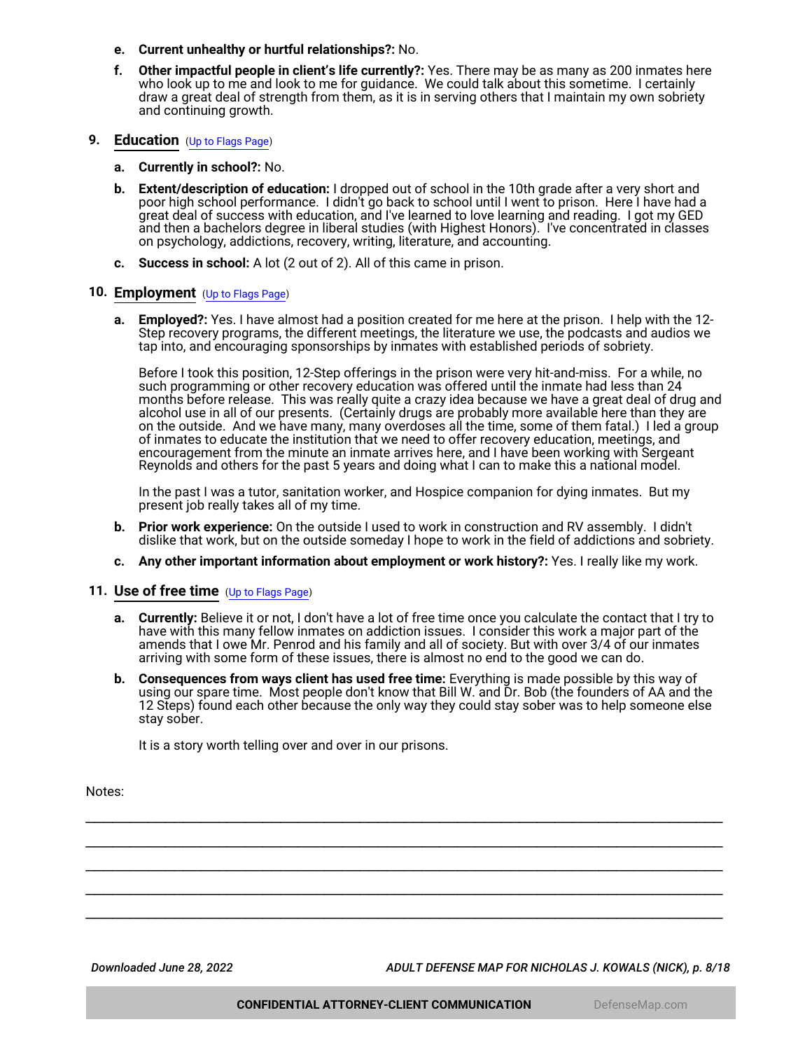e. **Current unhealthy or hurtful relationships?:** No.

f. **Other impactful people in client's life currently?:** Yes. There may be as many as 200 inmates here who look up to me and look to me for guidance. We could talk about this sometime. I certainly draw a great deal of strength from them, as it is in serving others that I maintain my own sobriety and continuing growth.

## 9. Education (Up to Flags Page)

a. **Currently in school?:** No.

b. **Extent/description of education:** I dropped out of school in the 10th grade after a very short and poor high school performance. I didn't go back to school until I went to prison. Here I have had a great deal of success with education, and I've learned to love learning and reading. I got my GED and then a bachelors degree in liberal studies (with Highest Honors). I've concentrated in classes on psychology, addictions, recovery, writing, literature, and accounting.

c. **Success in school:** A lot (2 out of 2). All of this came in prison.

## 10. Employment (Up to Flags Page)

a. **Employed?:** Yes. I have almost had a position created for me here at the prison. I help with the 12-Step recovery programs, the different meetings, the literature we use, the podcasts and audios we tap into, and encouraging sponsorships by inmates with established periods of sobriety.

   Before I took this position, 12-Step offerings in the prison were very hit-and-miss. For a while, no such programming or other recovery education was offered until the inmate had less than 24 months before release. This was really quite a crazy idea because we have a great deal of drug and alcohol use in all of our presents. (Certainly drugs are probably more available here than they are on the outside. And we have many, many overdoses all the time, some of them fatal.) I led a group of inmates to educate the institution that we need to offer recovery education, meetings, and encouragement from the minute an inmate arrives here, and I have been working with Sergeant Reynolds and others for the past 5 years and doing what I can to make this a national model.

   In the past I was a tutor, sanitation worker, and Hospice companion for dying inmates. But my present job really takes all of my time.

b. **Prior work experience:** On the outside I used to work in construction and RV assembly. I didn't dislike that work, but on the outside someday I hope to work in the field of addictions and sobriety.

c. **Any other important information about employment or work history?:** Yes. I really like my work.

## 11. Use of free time (Up to Flags Page)

a. **Currently:** Believe it or not, I don't have a lot of free time once you calculate the contact that I try to have with this many fellow inmates on addiction issues. I consider this work a major part of the amends that I owe Mr. Penrod and his family and all of society. But with over 3/4 of our inmates arriving with some form of these issues, there is almost no end to the good we can do.

b. **Consequences from ways client has used free time:** Everything is made possible by this way of using our spare time. Most people don't know that Bill W. and Dr. Bob (the founders of AA and the 12 Steps) found each other because the only way they could stay sober was to help someone else stay sober.

   It is a story worth telling over and over in our prisons.

Notes:

______________________________________________________________________

______________________________________________________________________

______________________________________________________________________

______________________________________________________________________

______________________________________________________________________

CONFIDENTIAL ATTORNEY-CLIENT COMMUNICATION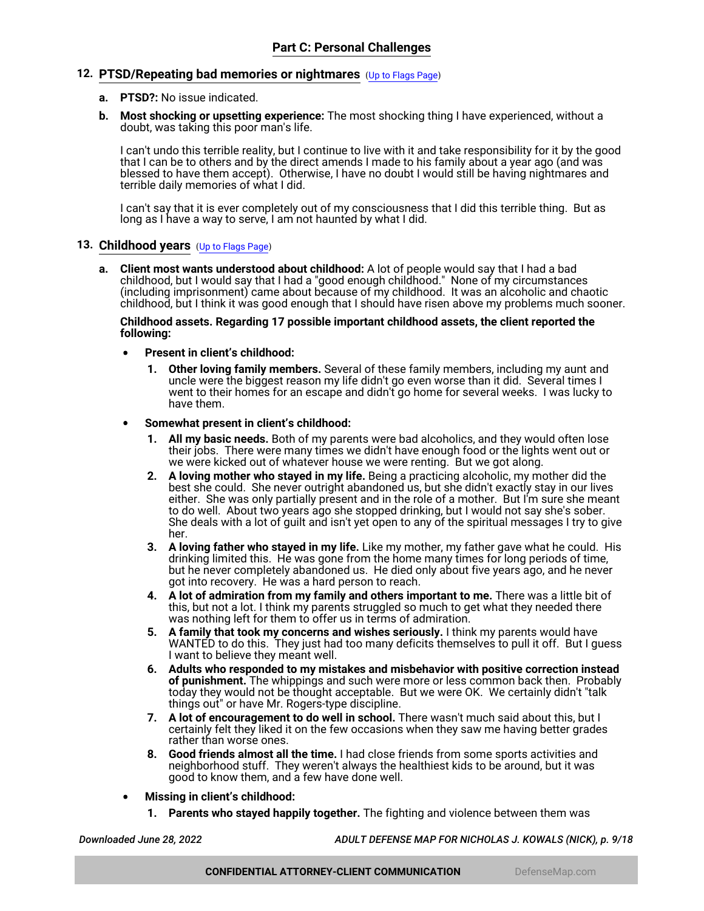## Part C: Personal Challenges

### 12. PTSD/Repeating bad memories or nightmares (Up to Flags Page)

a. **PTSD?:** No issue indicated.

b. **Most shocking or upsetting experience:** The most shocking thing I have experienced, without a doubt, was taking this poor man's life.

   I can't undo this terrible reality, but I continue to live with it and take responsibility for it by the good that I can be to others and by the direct amends I made to his family about a year ago (and was blessed to have them accept). Otherwise, I have no doubt I would still be having nightmares and terrible daily memories of what I did.

   I can't say that it is ever completely out of my consciousness that I did this terrible thing. But as long as I have a way to serve, I am not haunted by what I did.

### 13. Childhood years (Up to Flags Page)

a. **Client most wants understood about childhood:** A lot of people would say that I had a bad childhood, but I would say that I had a "good enough childhood." None of my circumstances (including imprisonment) came about because of my childhood. It was an alcoholic and chaotic childhood, but I think it was good enough that I should have risen above my problems much sooner.

   **Childhood assets. Regarding 17 possible important childhood assets, the client reported the following:**

   - **Present in client's childhood:**
     1. **Other loving family members.** Several of these family members, including my aunt and uncle were the biggest reason my life didn't go even worse than it did. Several times I went to their homes for an escape and didn't go home for several weeks. I was lucky to have them.
   - **Somewhat present in client's childhood:**
     1. **All my basic needs.** Both of my parents were bad alcoholics, and they would often lose their jobs. There were many times we didn't have enough food or the lights went out or we were kicked out of whatever house we were renting. But we got along.
     2. **A loving mother who stayed in my life.** Being a practicing alcoholic, my mother did the best she could. She never outright abandoned us, but she didn't exactly stay in our lives either. She was only partially present and in the role of a mother. But I'm sure she meant to do well. About two years ago she stopped drinking, but I would not say she's sober. She deals with a lot of guilt and isn't yet open to any of the spiritual messages I try to give her.
     3. **A loving father who stayed in my life.** Like my mother, my father gave what he could. His drinking limited this. He was gone from the home many times for long periods of time, but he never completely abandoned us. He died only about five years ago, and he never got into recovery. He was a hard person to reach.
     4. **A lot of admiration from my family and others important to me.** There was a little bit of this, but not a lot. I think my parents struggled so much to get what they needed there was nothing left for them to offer us in terms of admiration.
     5. **A family that took my concerns and wishes seriously.** I think my parents would have WANTED to do this. They just had too many deficits themselves to pull it off. But I guess I want to believe they meant well.
     6. **Adults who responded to my mistakes and misbehavior with positive correction instead of punishment.** The whippings and such were more or less common back then. Probably today they would not be thought acceptable. But we were OK. We certainly didn't "talk things out" or have Mr. Rogers-type discipline.
     7. **A lot of encouragement to do well in school.** There wasn't much said about this, but I certainly felt they liked it on the few occasions when they saw me having better grades rather than worse ones.
     8. **Good friends almost all the time.** I had close friends from some sports activities and neighborhood stuff. They weren't always the healthiest kids to be around, but it was good to know them, and a few have done well.
   - **Missing in client's childhood:**
     1. **Parents who stayed happily together.** The fighting and violence between them was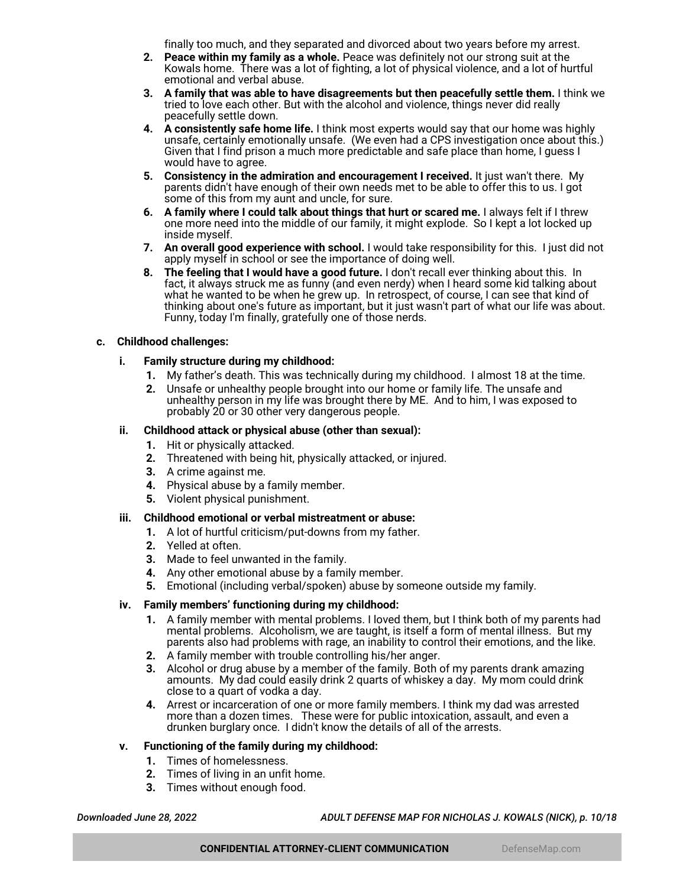finally too much, and they separated and divorced about two years before my arrest.

2. **Peace within my family as a whole.** Peace was definitely not our strong suit at the Kowals home. There was a lot of fighting, a lot of physical violence, and a lot of hurtful emotional and verbal abuse.
3. **A family that was able to have disagreements but then peacefully settle them.** I think we tried to love each other. But with the alcohol and violence, things never did really peacefully settle down.
4. **A consistently safe home life.** I think most experts would say that our home was highly unsafe, certainly emotionally unsafe. (We even had a CPS investigation once about this.) Given that I find prison a much more predictable and safe place than home, I guess I would have to agree.
5. **Consistency in the admiration and encouragement I received.** It just wan't there. My parents didn't have enough of their own needs met to be able to offer this to us. I got some of this from my aunt and uncle, for sure.
6. **A family where I could talk about things that hurt or scared me.** I always felt if I threw one more need into the middle of our family, it might explode. So I kept a lot locked up inside myself.
7. **An overall good experience with school.** I would take responsibility for this. I just did not apply myself in school or see the importance of doing well.
8. **The feeling that I would have a good future.** I don't recall ever thinking about this. In fact, it always struck me as funny (and even nerdy) when I heard some kid talking about what he wanted to be when he grew up. In retrospect, of course, I can see that kind of thinking about one's future as important, but it just wasn't part of what our life was about. Funny, today I'm finally, gratefully one of those nerds.

**c. Childhood challenges:**

**i. Family structure during my childhood:**

1. My father's death. This was technically during my childhood. I almost 18 at the time.
2. Unsafe or unhealthy people brought into our home or family life. The unsafe and unhealthy person in my life was brought there by ME. And to him, I was exposed to probably 20 or 30 other very dangerous people.

**ii. Childhood attack or physical abuse (other than sexual):**

1. Hit or physically attacked.
2. Threatened with being hit, physically attacked, or injured.
3. A crime against me.
4. Physical abuse by a family member.
5. Violent physical punishment.

**iii. Childhood emotional or verbal mistreatment or abuse:**

1. A lot of hurtful criticism/put-downs from my father.
2. Yelled at often.
3. Made to feel unwanted in the family.
4. Any other emotional abuse by a family member.
5. Emotional (including verbal/spoken) abuse by someone outside my family.

**iv. Family members' functioning during my childhood:**

1. A family member with mental problems. I loved them, but I think both of my parents had mental problems. Alcoholism, we are taught, is itself a form of mental illness. But my parents also had problems with rage, an inability to control their emotions, and the like.
2. A family member with trouble controlling his/her anger.
3. Alcohol or drug abuse by a member of the family. Both of my parents drank amazing amounts. My dad could easily drink 2 quarts of whiskey a day. My mom could drink close to a quart of vodka a day.
4. Arrest or incarceration of one or more family members. I think my dad was arrested more than a dozen times. These were for public intoxication, assault, and even a drunken burglary once. I didn't know the details of all of the arrests.

**v. Functioning of the family during my childhood:**

1. Times of homelessness.
2. Times of living in an unfit home.
3. Times without enough food.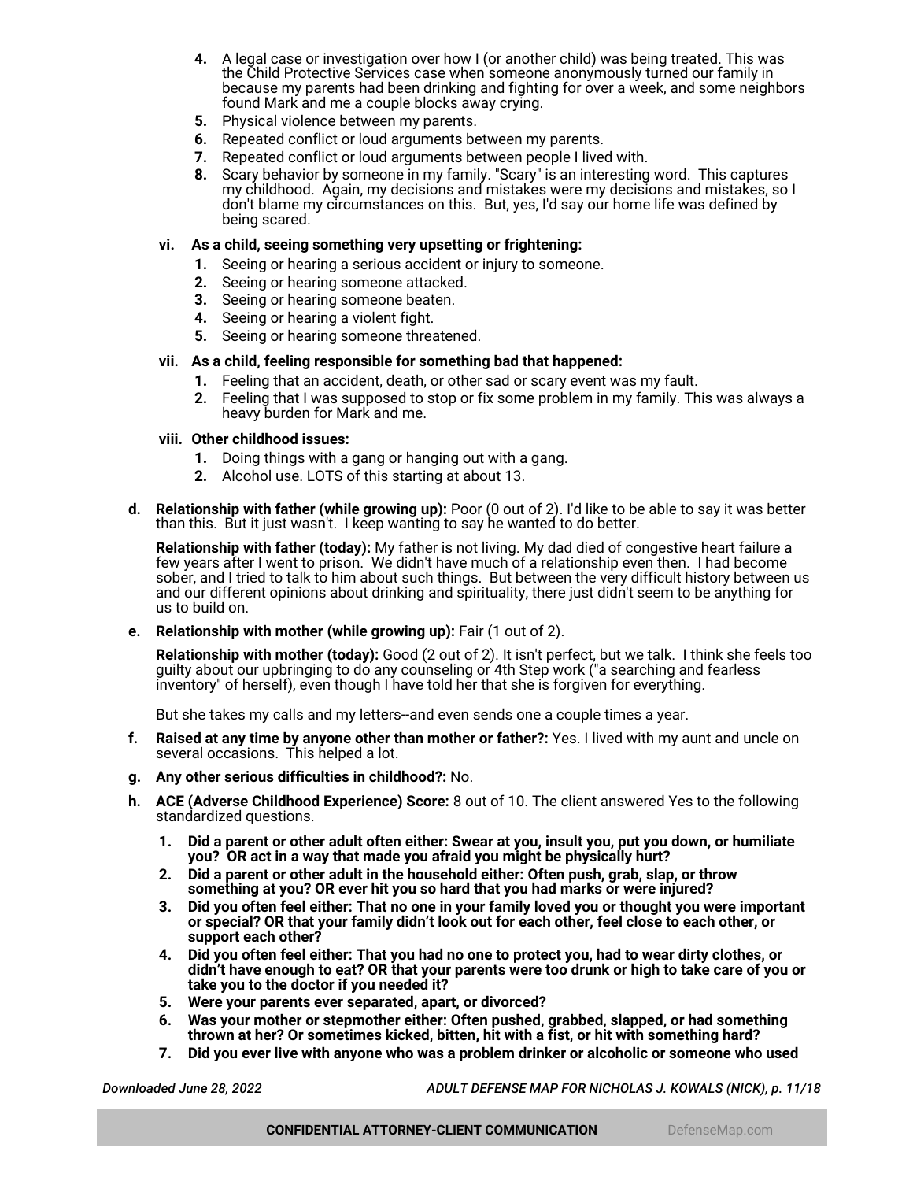4. A legal case or investigation over how I (or another child) was being treated. This was the Child Protective Services case when someone anonymously turned our family in because my parents had been drinking and fighting for over a week, and some neighbors found Mark and me a couple blocks away crying.
5. Physical violence between my parents.
6. Repeated conflict or loud arguments between my parents.
7. Repeated conflict or loud arguments between people I lived with.
8. Scary behavior by someone in my family. "Scary" is an interesting word. This captures my childhood. Again, my decisions and mistakes were my decisions and mistakes, so I don't blame my circumstances on this. But, yes, I'd say our home life was defined by being scared.

**vi. As a child, seeing something very upsetting or frightening:**

1. Seeing or hearing a serious accident or injury to someone.
2. Seeing or hearing someone attacked.
3. Seeing or hearing someone beaten.
4. Seeing or hearing a violent fight.
5. Seeing or hearing someone threatened.

**vii. As a child, feeling responsible for something bad that happened:**

1. Feeling that an accident, death, or other sad or scary event was my fault.
2. Feeling that I was supposed to stop or fix some problem in my family. This was always a heavy burden for Mark and me.

**viii. Other childhood issues:**

1. Doing things with a gang or hanging out with a gang.
2. Alcohol use. LOTS of this starting at about 13.

**d. Relationship with father (while growing up):** Poor (0 out of 2). I'd like to be able to say it was better than this. But it just wasn't. I keep wanting to say he wanted to do better.

**Relationship with father (today):** My father is not living. My dad died of congestive heart failure a few years after I went to prison. We didn't have much of a relationship even then. I had become sober, and I tried to talk to him about such things. But between the very difficult history between us and our different opinions about drinking and spirituality, there just didn't seem to be anything for us to build on.

**e. Relationship with mother (while growing up):** Fair (1 out of 2).

**Relationship with mother (today):** Good (2 out of 2). It isn't perfect, but we talk. I think she feels too guilty about our upbringing to do any counseling or 4th Step work ("a searching and fearless inventory" of herself), even though I have told her that she is forgiven for everything.

But she takes my calls and my letters--and even sends one a couple times a year.

**f. Raised at any time by anyone other than mother or father?:** Yes. I lived with my aunt and uncle on several occasions. This helped a lot.

**g. Any other serious difficulties in childhood?:** No.

**h. ACE (Adverse Childhood Experience) Score:** 8 out of 10. The client answered Yes to the following standardized questions.

1. **Did a parent or other adult often either: Swear at you, insult you, put you down, or humiliate you? OR act in a way that made you afraid you might be physically hurt?**
2. **Did a parent or other adult in the household either: Often push, grab, slap, or throw something at you? OR ever hit you so hard that you had marks or were injured?**
3. **Did you often feel either: That no one in your family loved you or thought you were important or special? OR that your family didn't look out for each other, feel close to each other, or support each other?**
4. **Did you often feel either: That you had no one to protect you, had to wear dirty clothes, or didn't have enough to eat? OR that your parents were too drunk or high to take care of you or take you to the doctor if you needed it?**
5. **Were your parents ever separated, apart, or divorced?**
6. **Was your mother or stepmother either: Often pushed, grabbed, slapped, or had something thrown at her? Or sometimes kicked, bitten, hit with a fist, or hit with something hard?**
7. **Did you ever live with anyone who was a problem drinker or alcoholic or someone who used**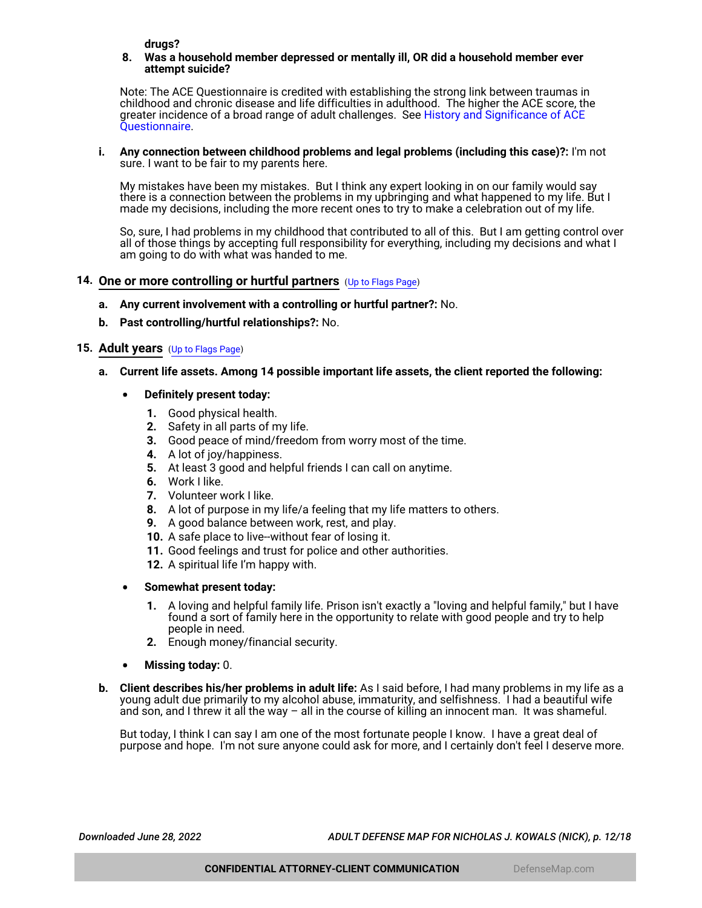**drugs?**

8. **Was a household member depressed or mentally ill, OR did a household member ever attempt suicide?**

Note: The ACE Questionnaire is credited with establishing the strong link between traumas in childhood and chronic disease and life difficulties in adulthood. The higher the ACE score, the greater incidence of a broad range of adult challenges. See History and Significance of ACE Questionnaire.

**i. Any connection between childhood problems and legal problems (including this case)?:** I'm not sure. I want to be fair to my parents here.

My mistakes have been my mistakes. But I think any expert looking in on our family would say there is a connection between the problems in my upbringing and what happened to my life. But I made my decisions, including the more recent ones to try to make a celebration out of my life.

So, sure, I had problems in my childhood that contributed to all of this. But I am getting control over all of those things by accepting full responsibility for everything, including my decisions and what I am going to do with what was handed to me.

## 14. One or more controlling or hurtful partners (Up to Flags Page)

**a. Any current involvement with a controlling or hurtful partner?:** No.

**b. Past controlling/hurtful relationships?:** No.

## 15. Adult years (Up to Flags Page)

**a. Current life assets. Among 14 possible important life assets, the client reported the following:**

- **Definitely present today:**
  1. Good physical health.
  2. Safety in all parts of my life.
  3. Good peace of mind/freedom from worry most of the time.
  4. A lot of joy/happiness.
  5. At least 3 good and helpful friends I can call on anytime.
  6. Work I like.
  7. Volunteer work I like.
  8. A lot of purpose in my life/a feeling that my life matters to others.
  9. A good balance between work, rest, and play.
  10. A safe place to live--without fear of losing it.
  11. Good feelings and trust for police and other authorities.
  12. A spiritual life I'm happy with.

- **Somewhat present today:**
  1. A loving and helpful family life. Prison isn't exactly a "loving and helpful family," but I have found a sort of family here in the opportunity to relate with good people and try to help people in need.
  2. Enough money/financial security.

- **Missing today:** 0.

**b. Client describes his/her problems in adult life:** As I said before, I had many problems in my life as a young adult due primarily to my alcohol abuse, immaturity, and selfishness. I had a beautiful wife and son, and I threw it all the way – all in the course of killing an innocent man. It was shameful.

But today, I think I can say I am one of the most fortunate people I know. I have a great deal of purpose and hope. I'm not sure anyone could ask for more, and I certainly don't feel I deserve more.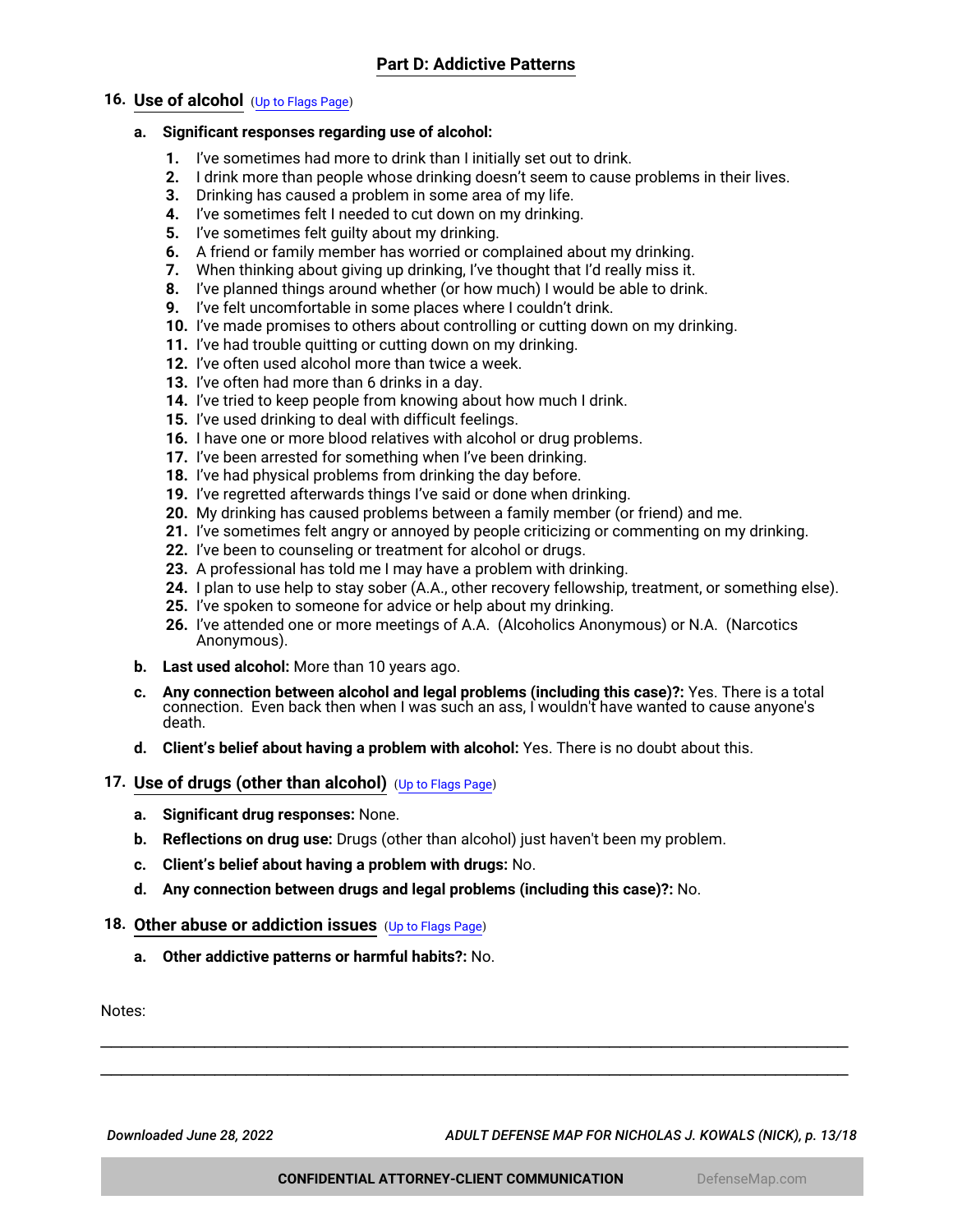## Part D: Addictive Patterns

### 16. Use of alcohol (Up to Flags Page)

**a. Significant responses regarding use of alcohol:**

1. I've sometimes had more to drink than I initially set out to drink.
2. I drink more than people whose drinking doesn't seem to cause problems in their lives.
3. Drinking has caused a problem in some area of my life.
4. I've sometimes felt I needed to cut down on my drinking.
5. I've sometimes felt guilty about my drinking.
6. A friend or family member has worried or complained about my drinking.
7. When thinking about giving up drinking, I've thought that I'd really miss it.
8. I've planned things around whether (or how much) I would be able to drink.
9. I've felt uncomfortable in some places where I couldn't drink.
10. I've made promises to others about controlling or cutting down on my drinking.
11. I've had trouble quitting or cutting down on my drinking.
12. I've often used alcohol more than twice a week.
13. I've often had more than 6 drinks in a day.
14. I've tried to keep people from knowing about how much I drink.
15. I've used drinking to deal with difficult feelings.
16. I have one or more blood relatives with alcohol or drug problems.
17. I've been arrested for something when I've been drinking.
18. I've had physical problems from drinking the day before.
19. I've regretted afterwards things I've said or done when drinking.
20. My drinking has caused problems between a family member (or friend) and me.
21. I've sometimes felt angry or annoyed by people criticizing or commenting on my drinking.
22. I've been to counseling or treatment for alcohol or drugs.
23. A professional has told me I may have a problem with drinking.
24. I plan to use help to stay sober (A.A., other recovery fellowship, treatment, or something else).
25. I've spoken to someone for advice or help about my drinking.
26. I've attended one or more meetings of A.A. (Alcoholics Anonymous) or N.A. (Narcotics Anonymous).

**b. Last used alcohol:** More than 10 years ago.

**c. Any connection between alcohol and legal problems (including this case)?:** Yes. There is a total connection. Even back then when I was such an ass, I wouldn't have wanted to cause anyone's death.

**d. Client's belief about having a problem with alcohol:** Yes. There is no doubt about this.

### 17. Use of drugs (other than alcohol) (Up to Flags Page)

**a. Significant drug responses:** None.

**b. Reflections on drug use:** Drugs (other than alcohol) just haven't been my problem.

**c. Client's belief about having a problem with drugs:** No.

**d. Any connection between drugs and legal problems (including this case)?:** No.

### 18. Other abuse or addiction issues (Up to Flags Page)

**a. Other addictive patterns or harmful habits?:** No.

Notes:

\_\_\_\_\_\_\_\_\_\_\_\_\_\_\_\_\_\_\_\_\_\_\_\_\_\_\_\_\_\_\_\_\_\_\_\_\_\_\_\_\_\_\_\_\_\_\_\_\_\_\_\_\_\_\_\_\_\_\_\_\_\_\_\_\_\_\_\_\_\_\_\_

\_\_\_\_\_\_\_\_\_\_\_\_\_\_\_\_\_\_\_\_\_\_\_\_\_\_\_\_\_\_\_\_\_\_\_\_\_\_\_\_\_\_\_\_\_\_\_\_\_\_\_\_\_\_\_\_\_\_\_\_\_\_\_\_\_\_\_\_\_\_\_\_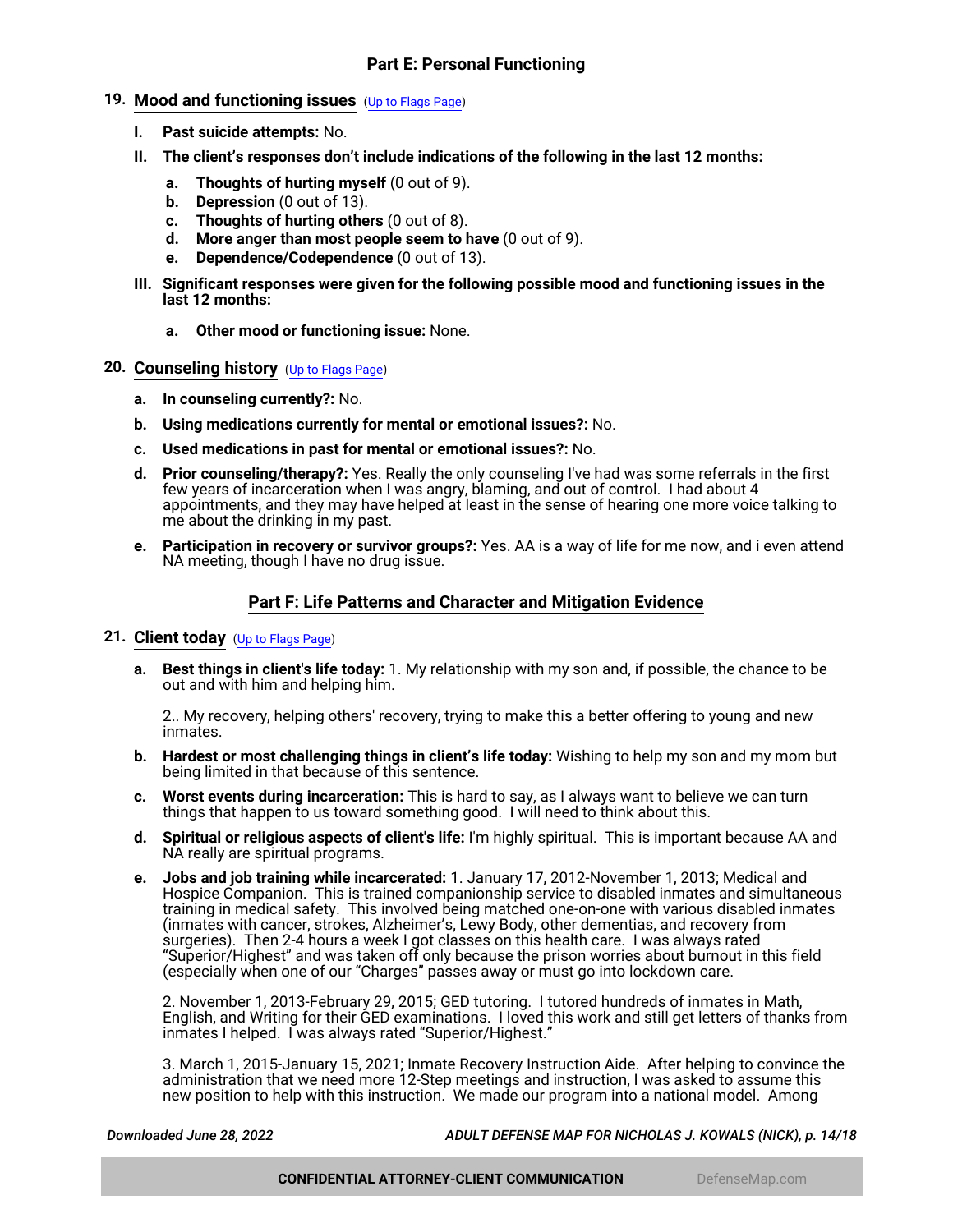## Part E: Personal Functioning

### 19. Mood and functioning issues (Up to Flags Page)

**I. Past suicide attempts:** No.

**II. The client's responses don't include indications of the following in the last 12 months:**

- **a. Thoughts of hurting myself** (0 out of 9).
- **b. Depression** (0 out of 13).
- **c. Thoughts of hurting others** (0 out of 8).
- **d. More anger than most people seem to have** (0 out of 9).
- **e. Dependence/Codependence** (0 out of 13).

**III. Significant responses were given for the following possible mood and functioning issues in the last 12 months:**

- **a. Other mood or functioning issue:** None.

### 20. Counseling history (Up to Flags Page)

- **a. In counseling currently?:** No.
- **b. Using medications currently for mental or emotional issues?:** No.
- **c. Used medications in past for mental or emotional issues?:** No.
- **d. Prior counseling/therapy?:** Yes. Really the only counseling I've had was some referrals in the first few years of incarceration when I was angry, blaming, and out of control. I had about 4 appointments, and they may have helped at least in the sense of hearing one more voice talking to me about the drinking in my past.
- **e. Participation in recovery or survivor groups?:** Yes. AA is a way of life for me now, and i even attend NA meeting, though I have no drug issue.

## Part F: Life Patterns and Character and Mitigation Evidence

### 21. Client today (Up to Flags Page)

- **a. Best things in client's life today:** 1. My relationship with my son and, if possible, the chance to be out and with him and helping him.

  2.. My recovery, helping others' recovery, trying to make this a better offering to young and new inmates.

- **b. Hardest or most challenging things in client's life today:** Wishing to help my son and my mom but being limited in that because of this sentence.
- **c. Worst events during incarceration:** This is hard to say, as I always want to believe we can turn things that happen to us toward something good. I will need to think about this.
- **d. Spiritual or religious aspects of client's life:** I'm highly spiritual. This is important because AA and NA really are spiritual programs.
- **e. Jobs and job training while incarcerated:** 1. January 17, 2012-November 1, 2013; Medical and Hospice Companion. This is trained companionship service to disabled inmates and simultaneous training in medical safety. This involved being matched one-on-one with various disabled inmates (inmates with cancer, strokes, Alzheimer's, Lewy Body, other dementias, and recovery from surgeries). Then 2-4 hours a week I got classes on this health care. I was always rated "Superior/Highest" and was taken off only because the prison worries about burnout in this field (especially when one of our "Charges" passes away or must go into lockdown care.

  2. November 1, 2013-February 29, 2015; GED tutoring. I tutored hundreds of inmates in Math, English, and Writing for their GED examinations. I loved this work and still get letters of thanks from inmates I helped. I was always rated "Superior/Highest."

  3. March 1, 2015-January 15, 2021; Inmate Recovery Instruction Aide. After helping to convince the administration that we need more 12-Step meetings and instruction, I was asked to assume this new position to help with this instruction. We made our program into a national model. Among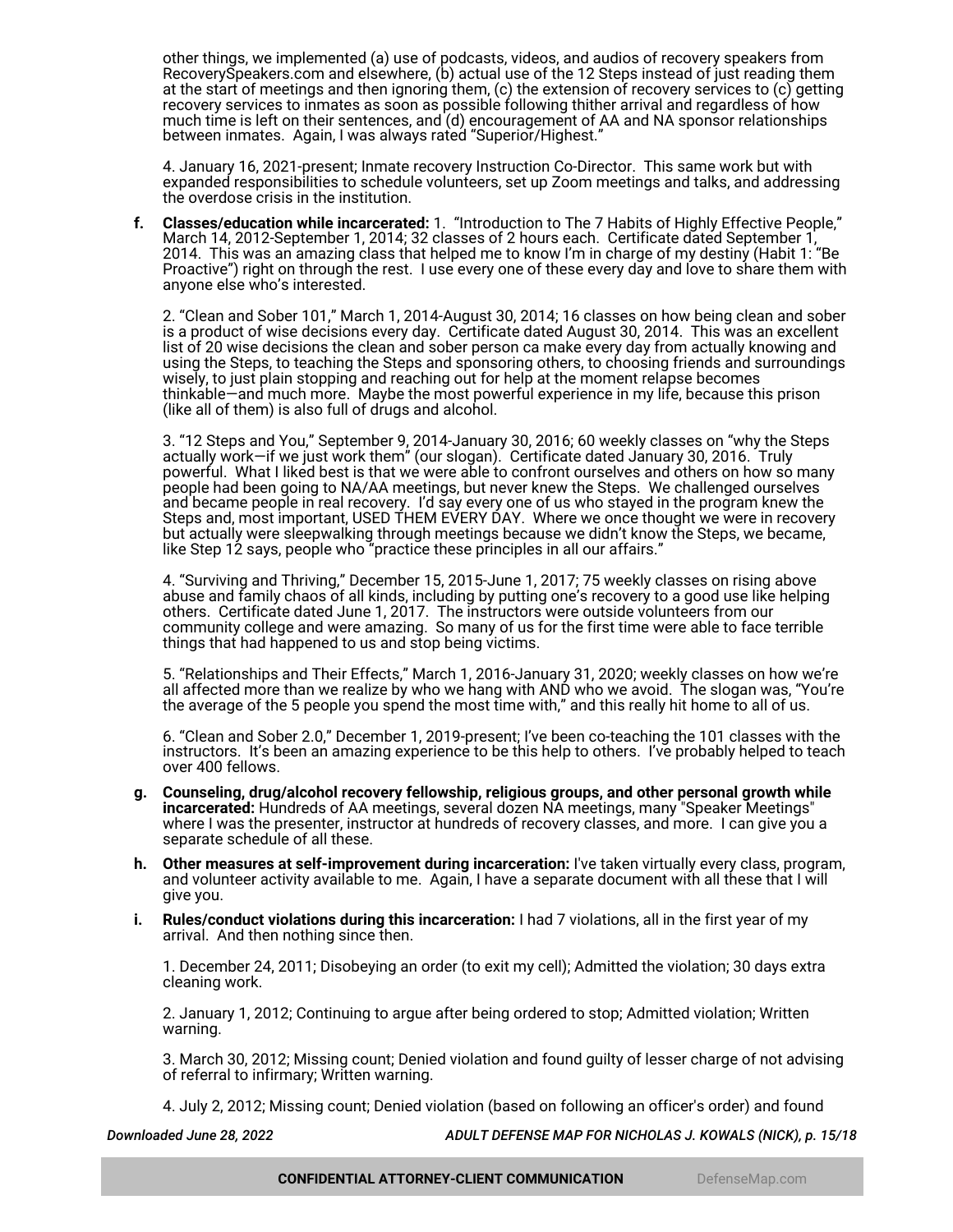other things, we implemented (a) use of podcasts, videos, and audios of recovery speakers from RecoverySpeakers.com and elsewhere, (b) actual use of the 12 Steps instead of just reading them at the start of meetings and then ignoring them, (c) the extension of recovery services to (c) getting recovery services to inmates as soon as possible following thither arrival and regardless of how much time is left on their sentences, and (d) encouragement of AA and NA sponsor relationships between inmates. Again, I was always rated "Superior/Highest."

4. January 16, 2021-present; Inmate recovery Instruction Co-Director. This same work but with expanded responsibilities to schedule volunteers, set up Zoom meetings and talks, and addressing the overdose crisis in the institution.

**f. Classes/education while incarcerated:** 1. "Introduction to The 7 Habits of Highly Effective People," March 14, 2012-September 1, 2014; 32 classes of 2 hours each. Certificate dated September 1, 2014. This was an amazing class that helped me to know I'm in charge of my destiny (Habit 1: "Be Proactive") right on through the rest. I use every one of these every day and love to share them with anyone else who's interested.

2. "Clean and Sober 101," March 1, 2014-August 30, 2014; 16 classes on how being clean and sober is a product of wise decisions every day. Certificate dated August 30, 2014. This was an excellent list of 20 wise decisions the clean and sober person ca make every day from actually knowing and using the Steps, to teaching the Steps and sponsoring others, to choosing friends and surroundings wisely, to just plain stopping and reaching out for help at the moment relapse becomes thinkable—and much more. Maybe the most powerful experience in my life, because this prison (like all of them) is also full of drugs and alcohol.

3. "12 Steps and You," September 9, 2014-January 30, 2016; 60 weekly classes on "why the Steps actually work—if we just work them" (our slogan). Certificate dated January 30, 2016. Truly powerful. What I liked best is that we were able to confront ourselves and others on how so many people had been going to NA/AA meetings, but never knew the Steps. We challenged ourselves and became people in real recovery. I'd say every one of us who stayed in the program knew the Steps and, most important, USED THEM EVERY DAY. Where we once thought we were in recovery but actually were sleepwalking through meetings because we didn't know the Steps, we became, like Step 12 says, people who "practice these principles in all our affairs."

4. "Surviving and Thriving," December 15, 2015-June 1, 2017; 75 weekly classes on rising above abuse and family chaos of all kinds, including by putting one's recovery to a good use like helping others. Certificate dated June 1, 2017. The instructors were outside volunteers from our community college and were amazing. So many of us for the first time were able to face terrible things that had happened to us and stop being victims.

5. "Relationships and Their Effects," March 1, 2016-January 31, 2020; weekly classes on how we're all affected more than we realize by who we hang with AND who we avoid. The slogan was, "You're the average of the 5 people you spend the most time with," and this really hit home to all of us.

6. "Clean and Sober 2.0," December 1, 2019-present; I've been co-teaching the 101 classes with the instructors. It's been an amazing experience to be this help to others. I've probably helped to teach over 400 fellows.

**g. Counseling, drug/alcohol recovery fellowship, religious groups, and other personal growth while incarcerated:** Hundreds of AA meetings, several dozen NA meetings, many "Speaker Meetings" where I was the presenter, instructor at hundreds of recovery classes, and more. I can give you a separate schedule of all these.

**h. Other measures at self-improvement during incarceration:** I've taken virtually every class, program, and volunteer activity available to me. Again, I have a separate document with all these that I will give you.

**i. Rules/conduct violations during this incarceration:** I had 7 violations, all in the first year of my arrival. And then nothing since then.

1. December 24, 2011; Disobeying an order (to exit my cell); Admitted the violation; 30 days extra cleaning work.

2. January 1, 2012; Continuing to argue after being ordered to stop; Admitted violation; Written warning.

3. March 30, 2012; Missing count; Denied violation and found guilty of lesser charge of not advising of referral to infirmary; Written warning.

4. July 2, 2012; Missing count; Denied violation (based on following an officer's order) and found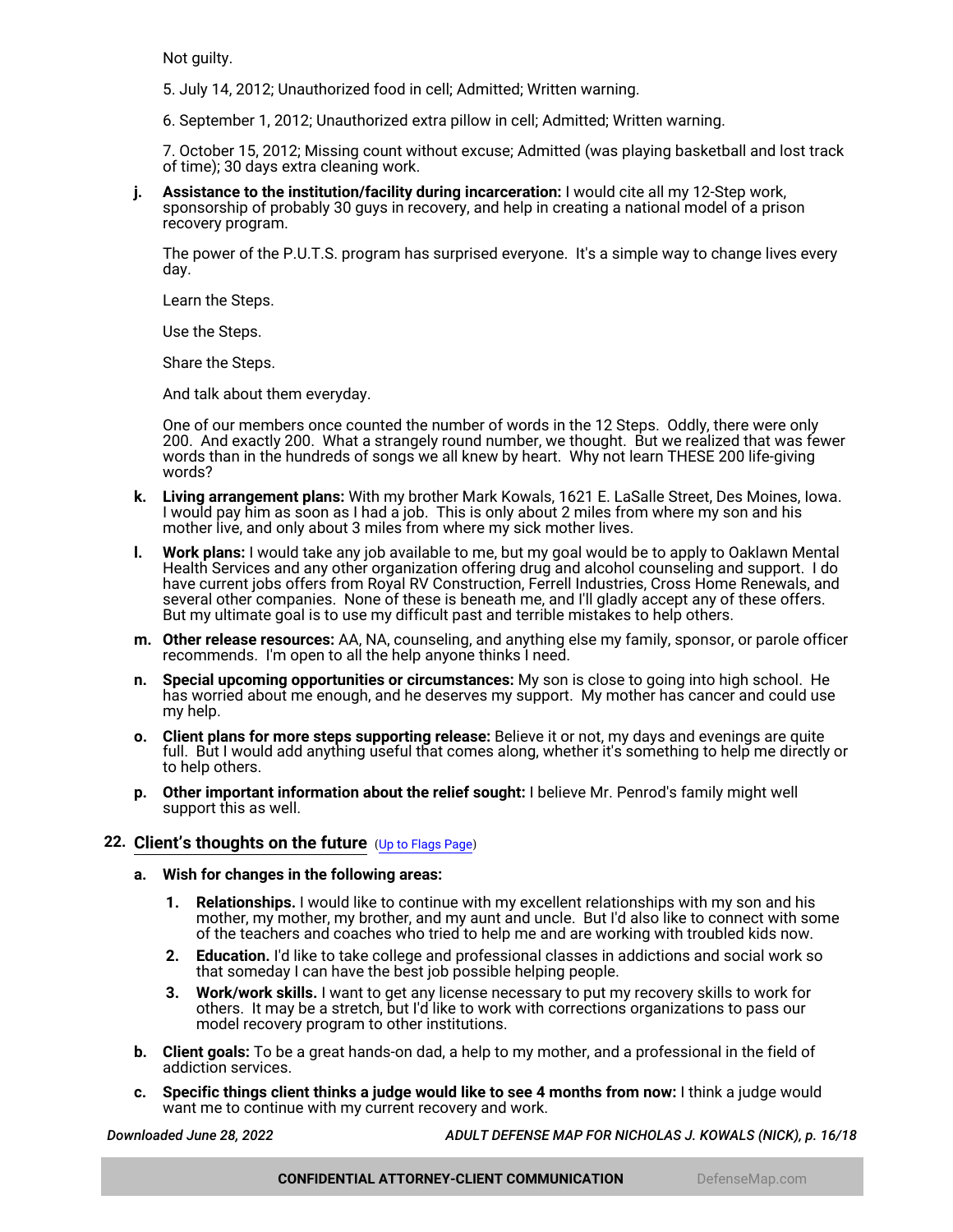Not guilty.

5. July 14, 2012; Unauthorized food in cell; Admitted; Written warning.

6. September 1, 2012; Unauthorized extra pillow in cell; Admitted; Written warning.

7. October 15, 2012; Missing count without excuse; Admitted (was playing basketball and lost track of time); 30 days extra cleaning work.

**j. Assistance to the institution/facility during incarceration:** I would cite all my 12-Step work, sponsorship of probably 30 guys in recovery, and help in creating a national model of a prison recovery program.

The power of the P.U.T.S. program has surprised everyone. It's a simple way to change lives every day.

Learn the Steps.

Use the Steps.

Share the Steps.

And talk about them everyday.

One of our members once counted the number of words in the 12 Steps. Oddly, there were only 200. And exactly 200. What a strangely round number, we thought. But we realized that was fewer words than in the hundreds of songs we all knew by heart. Why not learn THESE 200 life-giving words?

**k. Living arrangement plans:** With my brother Mark Kowals, 1621 E. LaSalle Street, Des Moines, Iowa. I would pay him as soon as I had a job. This is only about 2 miles from where my son and his mother live, and only about 3 miles from where my sick mother lives.

**l. Work plans:** I would take any job available to me, but my goal would be to apply to Oaklawn Mental Health Services and any other organization offering drug and alcohol counseling and support. I do have current jobs offers from Royal RV Construction, Ferrell Industries, Cross Home Renewals, and several other companies. None of these is beneath me, and I'll gladly accept any of these offers. But my ultimate goal is to use my difficult past and terrible mistakes to help others.

**m. Other release resources:** AA, NA, counseling, and anything else my family, sponsor, or parole officer recommends. I'm open to all the help anyone thinks I need.

**n. Special upcoming opportunities or circumstances:** My son is close to going into high school. He has worried about me enough, and he deserves my support. My mother has cancer and could use my help.

**o. Client plans for more steps supporting release:** Believe it or not, my days and evenings are quite full. But I would add anything useful that comes along, whether it's something to help me directly or to help others.

**p. Other important information about the relief sought:** I believe Mr. Penrod's family might well support this as well.

## 22. Client's thoughts on the future (Up to Flags Page)

**a. Wish for changes in the following areas:**

1. **Relationships.** I would like to continue with my excellent relationships with my son and his mother, my mother, my brother, and my aunt and uncle. But I'd also like to connect with some of the teachers and coaches who tried to help me and are working with troubled kids now.
2. **Education.** I'd like to take college and professional classes in addictions and social work so that someday I can have the best job possible helping people.
3. **Work/work skills.** I want to get any license necessary to put my recovery skills to work for others. It may be a stretch, but I'd like to work with corrections organizations to pass our model recovery program to other institutions.

**b. Client goals:** To be a great hands-on dad, a help to my mother, and a professional in the field of addiction services.

**c. Specific things client thinks a judge would like to see 4 months from now:** I think a judge would want me to continue with my current recovery and work.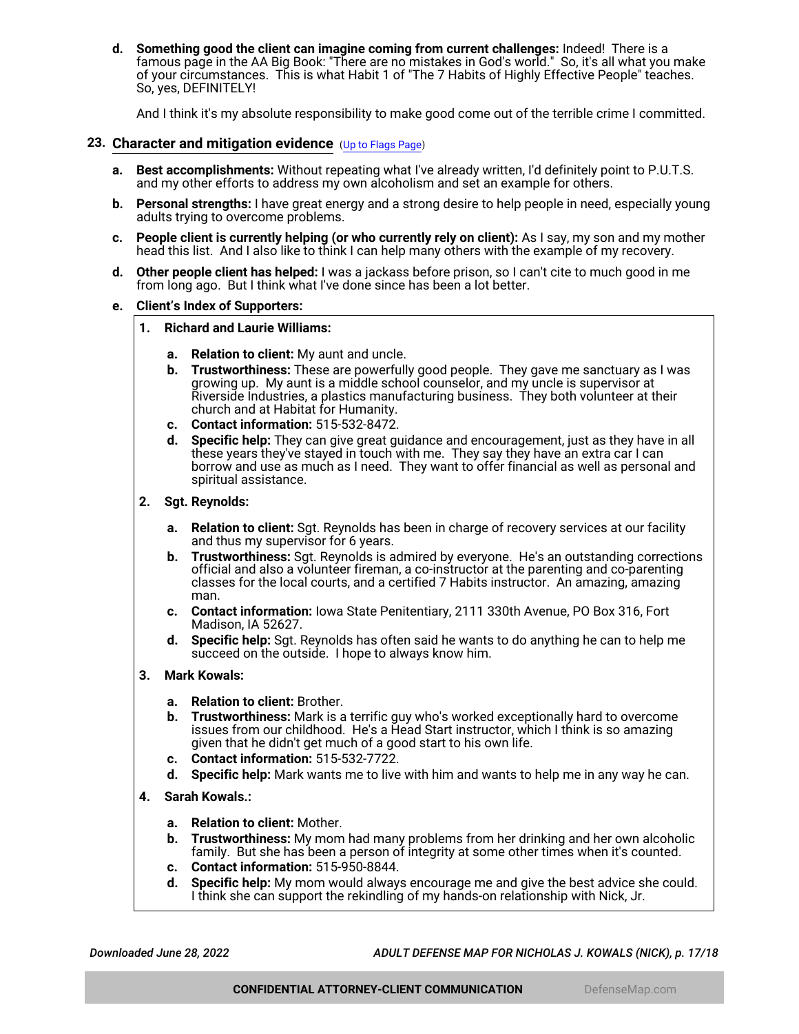**d. Something good the client can imagine coming from current challenges:** Indeed! There is a famous page in the AA Big Book: "There are no mistakes in God's world." So, it's all what you make of your circumstances. This is what Habit 1 of "The 7 Habits of Highly Effective People" teaches. So, yes, DEFINITELY!

And I think it's my absolute responsibility to make good come out of the terrible crime I committed.

## 23. Character and mitigation evidence (Up to Flags Page)

**a. Best accomplishments:** Without repeating what I've already written, I'd definitely point to P.U.T.S. and my other efforts to address my own alcoholism and set an example for others.

**b. Personal strengths:** I have great energy and a strong desire to help people in need, especially young adults trying to overcome problems.

**c. People client is currently helping (or who currently rely on client):** As I say, my son and my mother head this list. And I also like to think I can help many others with the example of my recovery.

**d. Other people client has helped:** I was a jackass before prison, so I can't cite to much good in me from long ago. But I think what I've done since has been a lot better.

**e. Client's Index of Supporters:**

**1. Richard and Laurie Williams:**

- **a. Relation to client:** My aunt and uncle.
- **b. Trustworthiness:** These are powerfully good people. They gave me sanctuary as I was growing up. My aunt is a middle school counselor, and my uncle is supervisor at Riverside Industries, a plastics manufacturing business. They both volunteer at their church and at Habitat for Humanity.
- **c. Contact information:** 515-532-8472.
- **d. Specific help:** They can give great guidance and encouragement, just as they have in all these years they've stayed in touch with me. They say they have an extra car I can borrow and use as much as I need. They want to offer financial as well as personal and spiritual assistance.

**2. Sgt. Reynolds:**

- **a. Relation to client:** Sgt. Reynolds has been in charge of recovery services at our facility and thus my supervisor for 6 years.
- **b. Trustworthiness:** Sgt. Reynolds is admired by everyone. He's an outstanding corrections official and also a volunteer fireman, a co-instructor at the parenting and co-parenting classes for the local courts, and a certified 7 Habits instructor. An amazing, amazing man.
- **c. Contact information:** Iowa State Penitentiary, 2111 330th Avenue, PO Box 316, Fort Madison, IA 52627.
- **d. Specific help:** Sgt. Reynolds has often said he wants to do anything he can to help me succeed on the outside. I hope to always know him.

**3. Mark Kowals:**

- **a. Relation to client:** Brother.
- **b. Trustworthiness:** Mark is a terrific guy who's worked exceptionally hard to overcome issues from our childhood. He's a Head Start instructor, which I think is so amazing given that he didn't get much of a good start to his own life.
- **c. Contact information:** 515-532-7722.
- **d. Specific help:** Mark wants me to live with him and wants to help me in any way he can.

**4. Sarah Kowals.:**

- **a. Relation to client:** Mother.
- **b. Trustworthiness:** My mom had many problems from her drinking and her own alcoholic family. But she has been a person of integrity at some other times when it's counted.
- **c. Contact information:** 515-950-8844.
- **d. Specific help:** My mom would always encourage me and give the best advice she could. I think she can support the rekindling of my hands-on relationship with Nick, Jr.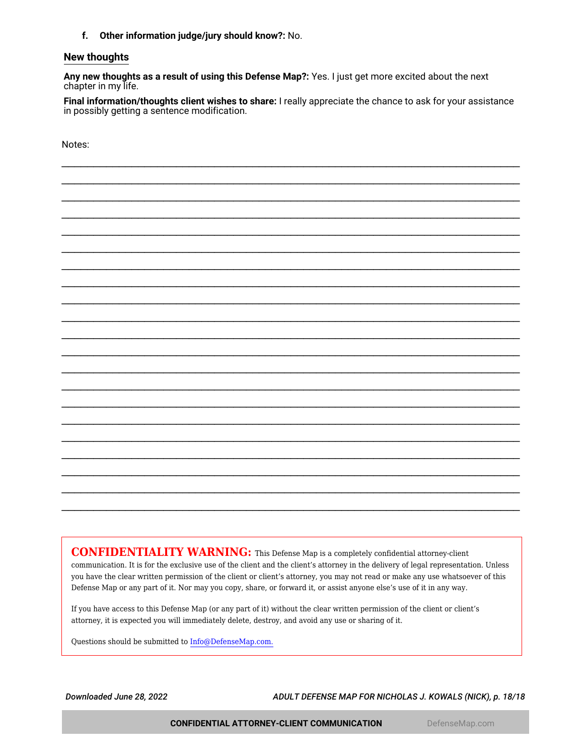**f. Other information judge/jury should know?:** No.

## New thoughts

**Any new thoughts as a result of using this Defense Map?:** Yes. I just get more excited about the next chapter in my life.

**Final information/thoughts client wishes to share:** I really appreciate the chance to ask for your assistance in possibly getting a sentence modification.

Notes:

______________________________________________________________________________

______________________________________________________________________________

______________________________________________________________________________

______________________________________________________________________________

______________________________________________________________________________

______________________________________________________________________________

______________________________________________________________________________

______________________________________________________________________________

______________________________________________________________________________

______________________________________________________________________________

______________________________________________________________________________

______________________________________________________________________________

______________________________________________________________________________

______________________________________________________________________________

______________________________________________________________________________

______________________________________________________________________________

______________________________________________________________________________

______________________________________________________________________________

______________________________________________________________________________

______________________________________________________________________________

______________________________________________________________________________

**CONFIDENTIALITY WARNING:** This Defense Map is a completely confidential attorney-client communication. It is for the exclusive use of the client and the client's attorney in the delivery of legal representation. Unless you have the clear written permission of the client or client's attorney, you may not read or make any use whatsoever of this Defense Map or any part of it. Nor may you copy, share, or forward it, or assist anyone else's use of it in any way.

If you have access to this Defense Map (or any part of it) without the clear written permission of the client or client's attorney, it is expected you will immediately delete, destroy, and avoid any use or sharing of it.

Questions should be submitted to Info@DefenseMap.com.